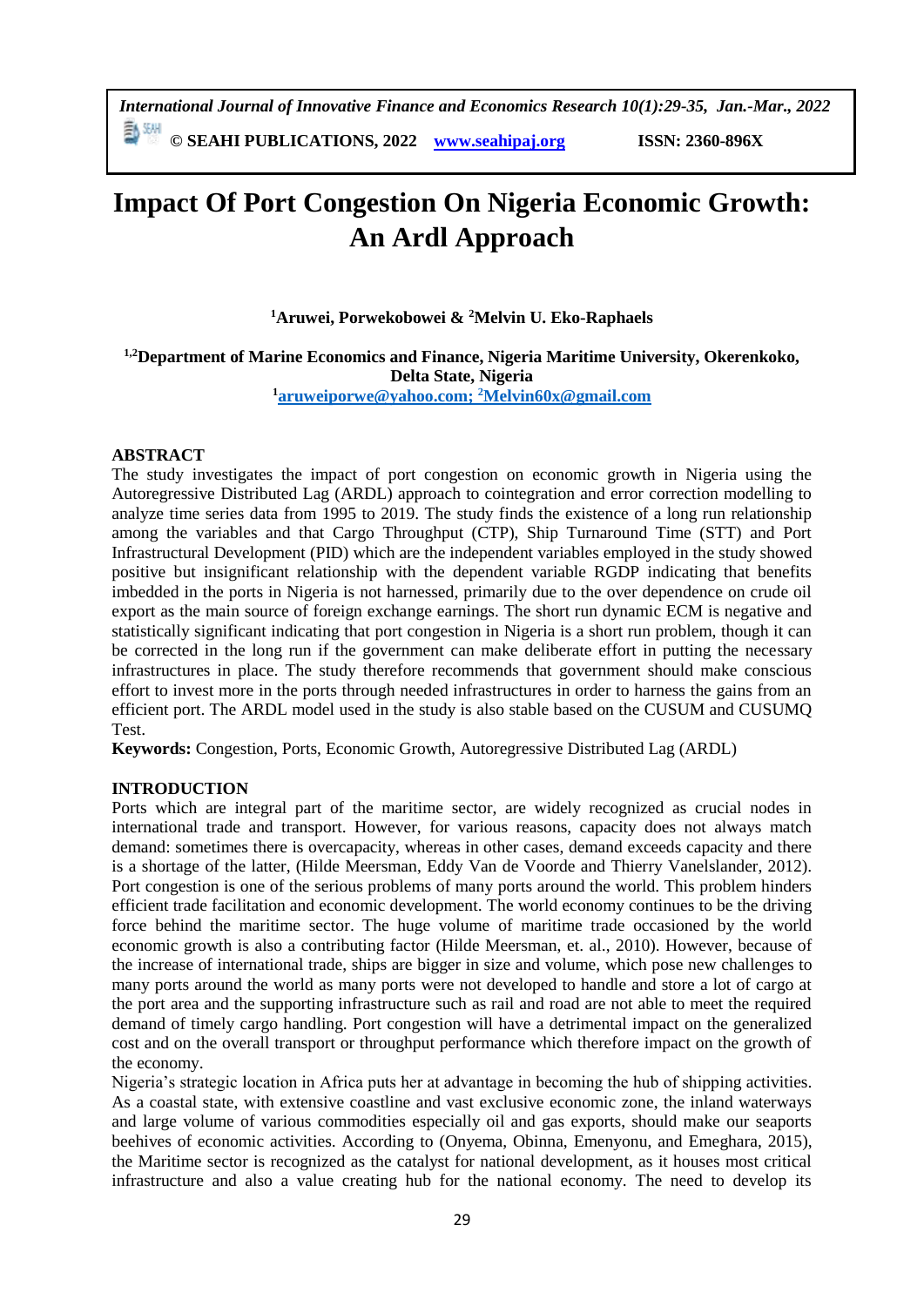# Impact Of Port Congestion On Nigeria Economic Growth: An Ardl Approach

**[1]Aruwei, Porwekobowei & [2]Melvin U. Eko-Raphaels**

**[1,2]Department of Marine Economics and Finance, Nigeria Maritime University, Okerenkoko, Delta State, Nigeria**

**[1]aruweiporwe@yahoo.com; [2]Melvin60x@gmail.com**

## ABSTRACT

The study investigates the impact of port congestion on economic growth in Nigeria using the Autoregressive Distributed Lag (ARDL) approach to cointegration and error correction modelling to analyze time series data from 1995 to 2019. The study finds the existence of a long run relationship among the variables and that Cargo Throughput (CTP), Ship Turnaround Time (STT) and Port Infrastructural Development (PID) which are the independent variables employed in the study showed positive but insignificant relationship with the dependent variable RGDP indicating that benefits imbedded in the ports in Nigeria is not harnessed, primarily due to the over dependence on crude oil export as the main source of foreign exchange earnings. The short run dynamic ECM is negative and statistically significant indicating that port congestion in Nigeria is a short run problem, though it can be corrected in the long run if the government can make deliberate effort in putting the necessary infrastructures in place. The study therefore recommends that government should make conscious effort to invest more in the ports through needed infrastructures in order to harness the gains from an efficient port. The ARDL model used in the study is also stable based on the CUSUM and CUSUMQ Test.

**Keywords:** Congestion, Ports, Economic Growth, Autoregressive Distributed Lag (ARDL)

## INTRODUCTION

Ports which are integral part of the maritime sector, are widely recognized as crucial nodes in international trade and transport. However, for various reasons, capacity does not always match demand: sometimes there is overcapacity, whereas in other cases, demand exceeds capacity and there is a shortage of the latter, (Hilde Meersman, Eddy Van de Voorde and Thierry Vanelslander, 2012). Port congestion is one of the serious problems of many ports around the world. This problem hinders efficient trade facilitation and economic development. The world economy continues to be the driving force behind the maritime sector. The huge volume of maritime trade occasioned by the world economic growth is also a contributing factor (Hilde Meersman, et. al., 2010). However, because of the increase of international trade, ships are bigger in size and volume, which pose new challenges to many ports around the world as many ports were not developed to handle and store a lot of cargo at the port area and the supporting infrastructure such as rail and road are not able to meet the required demand of timely cargo handling. Port congestion will have a detrimental impact on the generalized cost and on the overall transport or throughput performance which therefore impact on the growth of the economy.

Nigeria's strategic location in Africa puts her at advantage in becoming the hub of shipping activities. As a coastal state, with extensive coastline and vast exclusive economic zone, the inland waterways and large volume of various commodities especially oil and gas exports, should make our seaports beehives of economic activities. According to (Onyema, Obinna, Emenyonu, and Emeghara, 2015), the Maritime sector is recognized as the catalyst for national development, as it houses most critical infrastructure and also a value creating hub for the national economy. The need to develop its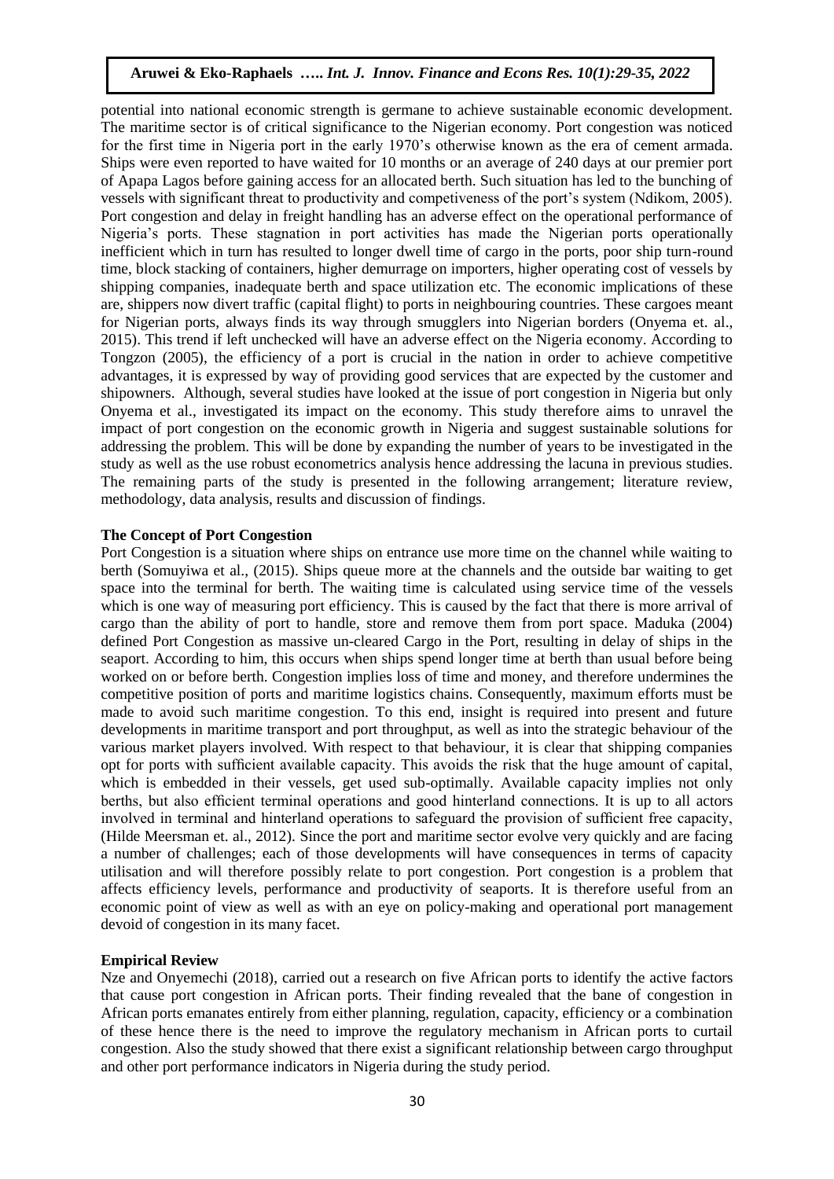potential into national economic strength is germane to achieve sustainable economic development. The maritime sector is of critical significance to the Nigerian economy. Port congestion was noticed for the first time in Nigeria port in the early 1970's otherwise known as the era of cement armada. Ships were even reported to have waited for 10 months or an average of 240 days at our premier port of Apapa Lagos before gaining access for an allocated berth. Such situation has led to the bunching of vessels with significant threat to productivity and competiveness of the port's system (Ndikom, 2005). Port congestion and delay in freight handling has an adverse effect on the operational performance of Nigeria's ports. These stagnation in port activities has made the Nigerian ports operationally inefficient which in turn has resulted to longer dwell time of cargo in the ports, poor ship turn-round time, block stacking of containers, higher demurrage on importers, higher operating cost of vessels by shipping companies, inadequate berth and space utilization etc. The economic implications of these are, shippers now divert traffic (capital flight) to ports in neighbouring countries. These cargoes meant for Nigerian ports, always finds its way through smugglers into Nigerian borders (Onyema et. al., 2015). This trend if left unchecked will have an adverse effect on the Nigeria economy. According to Tongzon (2005), the efficiency of a port is crucial in the nation in order to achieve competitive advantages, it is expressed by way of providing good services that are expected by the customer and shipowners. Although, several studies have looked at the issue of port congestion in Nigeria but only Onyema et al., investigated its impact on the economy. This study therefore aims to unravel the impact of port congestion on the economic growth in Nigeria and suggest sustainable solutions for addressing the problem. This will be done by expanding the number of years to be investigated in the study as well as the use robust econometrics analysis hence addressing the lacuna in previous studies. The remaining parts of the study is presented in the following arrangement; literature review, methodology, data analysis, results and discussion of findings.

**The Concept of Port Congestion**

Port Congestion is a situation where ships on entrance use more time on the channel while waiting to berth (Somuyiwa et al., (2015). Ships queue more at the channels and the outside bar waiting to get space into the terminal for berth. The waiting time is calculated using service time of the vessels which is one way of measuring port efficiency. This is caused by the fact that there is more arrival of cargo than the ability of port to handle, store and remove them from port space. Maduka (2004) defined Port Congestion as massive un-cleared Cargo in the Port, resulting in delay of ships in the seaport. According to him, this occurs when ships spend longer time at berth than usual before being worked on or before berth. Congestion implies loss of time and money, and therefore undermines the competitive position of ports and maritime logistics chains. Consequently, maximum efforts must be made to avoid such maritime congestion. To this end, insight is required into present and future developments in maritime transport and port throughput, as well as into the strategic behaviour of the various market players involved. With respect to that behaviour, it is clear that shipping companies opt for ports with sufficient available capacity. This avoids the risk that the huge amount of capital, which is embedded in their vessels, get used sub-optimally. Available capacity implies not only berths, but also efficient terminal operations and good hinterland connections. It is up to all actors involved in terminal and hinterland operations to safeguard the provision of sufficient free capacity, (Hilde Meersman et. al., 2012). Since the port and maritime sector evolve very quickly and are facing a number of challenges; each of those developments will have consequences in terms of capacity utilisation and will therefore possibly relate to port congestion. Port congestion is a problem that affects efficiency levels, performance and productivity of seaports. It is therefore useful from an economic point of view as well as with an eye on policy-making and operational port management devoid of congestion in its many facet.

**Empirical Review**

Nze and Onyemechi (2018), carried out a research on five African ports to identify the active factors that cause port congestion in African ports. Their finding revealed that the bane of congestion in African ports emanates entirely from either planning, regulation, capacity, efficiency or a combination of these hence there is the need to improve the regulatory mechanism in African ports to curtail congestion. Also the study showed that there exist a significant relationship between cargo throughput and other port performance indicators in Nigeria during the study period.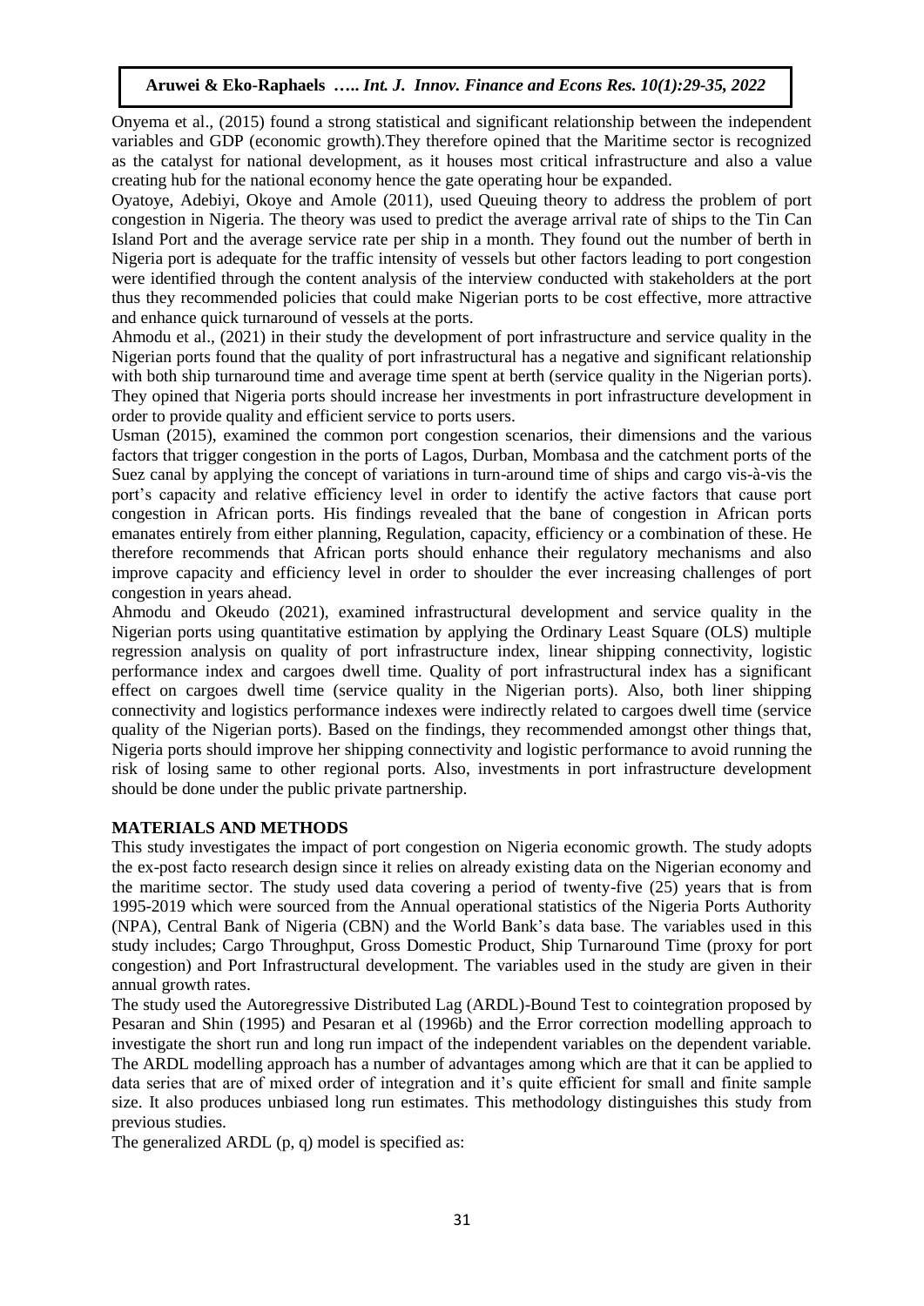Onyema et al., (2015) found a strong statistical and significant relationship between the independent variables and GDP (economic growth).They therefore opined that the Maritime sector is recognized as the catalyst for national development, as it houses most critical infrastructure and also a value creating hub for the national economy hence the gate operating hour be expanded.

Oyatoye, Adebiyi, Okoye and Amole (2011), used Queuing theory to address the problem of port congestion in Nigeria. The theory was used to predict the average arrival rate of ships to the Tin Can Island Port and the average service rate per ship in a month. They found out the number of berth in Nigeria port is adequate for the traffic intensity of vessels but other factors leading to port congestion were identified through the content analysis of the interview conducted with stakeholders at the port thus they recommended policies that could make Nigerian ports to be cost effective, more attractive and enhance quick turnaround of vessels at the ports.

Ahmodu et al., (2021) in their study the development of port infrastructure and service quality in the Nigerian ports found that the quality of port infrastructural has a negative and significant relationship with both ship turnaround time and average time spent at berth (service quality in the Nigerian ports). They opined that Nigeria ports should increase her investments in port infrastructure development in order to provide quality and efficient service to ports users.

Usman (2015), examined the common port congestion scenarios, their dimensions and the various factors that trigger congestion in the ports of Lagos, Durban, Mombasa and the catchment ports of the Suez canal by applying the concept of variations in turn-around time of ships and cargo vis-à-vis the port's capacity and relative efficiency level in order to identify the active factors that cause port congestion in African ports. His findings revealed that the bane of congestion in African ports emanates entirely from either planning, Regulation, capacity, efficiency or a combination of these. He therefore recommends that African ports should enhance their regulatory mechanisms and also improve capacity and efficiency level in order to shoulder the ever increasing challenges of port congestion in years ahead.

Ahmodu and Okeudo (2021), examined infrastructural development and service quality in the Nigerian ports using quantitative estimation by applying the Ordinary Least Square (OLS) multiple regression analysis on quality of port infrastructure index, linear shipping connectivity, logistic performance index and cargoes dwell time. Quality of port infrastructural index has a significant effect on cargoes dwell time (service quality in the Nigerian ports). Also, both liner shipping connectivity and logistics performance indexes were indirectly related to cargoes dwell time (service quality of the Nigerian ports). Based on the findings, they recommended amongst other things that, Nigeria ports should improve her shipping connectivity and logistic performance to avoid running the risk of losing same to other regional ports. Also, investments in port infrastructure development should be done under the public private partnership.

## MATERIALS AND METHODS

This study investigates the impact of port congestion on Nigeria economic growth. The study adopts the ex-post facto research design since it relies on already existing data on the Nigerian economy and the maritime sector. The study used data covering a period of twenty-five (25) years that is from 1995-2019 which were sourced from the Annual operational statistics of the Nigeria Ports Authority (NPA), Central Bank of Nigeria (CBN) and the World Bank's data base. The variables used in this study includes; Cargo Throughput, Gross Domestic Product, Ship Turnaround Time (proxy for port congestion) and Port Infrastructural development. The variables used in the study are given in their annual growth rates.

The study used the Autoregressive Distributed Lag (ARDL)-Bound Test to cointegration proposed by Pesaran and Shin (1995) and Pesaran et al (1996b) and the Error correction modelling approach to investigate the short run and long run impact of the independent variables on the dependent variable. The ARDL modelling approach has a number of advantages among which are that it can be applied to data series that are of mixed order of integration and it's quite efficient for small and finite sample size. It also produces unbiased long run estimates. This methodology distinguishes this study from previous studies.

The generalized ARDL (p, q) model is specified as: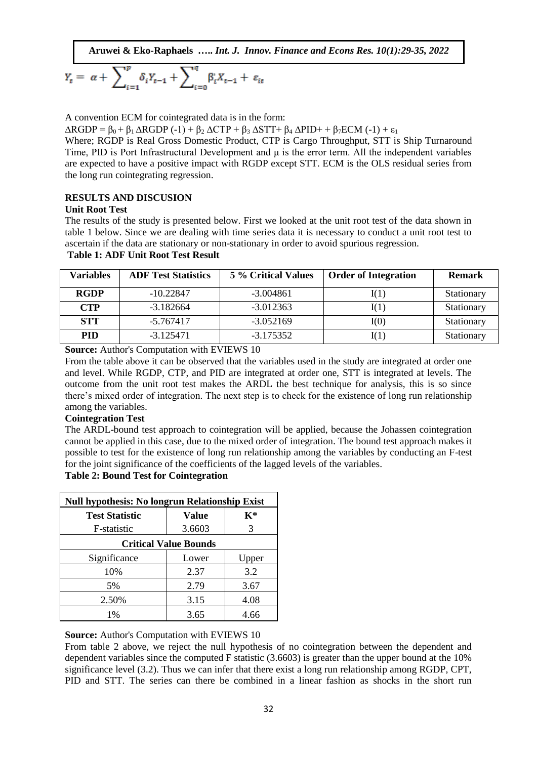$$Y_t = \alpha + \sum_{i=1}^{p} \delta_i Y_{t-1} + \sum_{i=0}^{q} \beta_i' X_{t-1} + \varepsilon_{it}$$

A convention ECM for cointegrated data is in the form:

$\Delta RGDP = \beta_0 + \beta_1 \Delta RGDP(-1) + \beta_2 \Delta CTP + \beta_3 \Delta STT + \beta_4 \Delta PID + + \beta_7 ECM(-1) + \varepsilon_1$

Where; RGDP is Real Gross Domestic Product, CTP is Cargo Throughput, STT is Ship Turnaround Time, PID is Port Infrastructural Development and μ is the error term. All the independent variables are expected to have a positive impact with RGDP except STT. ECM is the OLS residual series from the long run cointegrating regression.

## RESULTS AND DISCUSION

### Unit Root Test

The results of the study is presented below. First we looked at the unit root test of the data shown in table 1 below. Since we are dealing with time series data it is necessary to conduct a unit root test to ascertain if the data are stationary or non-stationary in order to avoid spurious regression.

**Table 1: ADF Unit Root Test Result**

| Variables | ADF Test Statistics | 5 % Critical Values | Order of Integration | Remark |
|---|---|---|---|---|
| **RGDP** | -10.22847 | -3.004861 | I(1) | Stationary |
| **CTP** | -3.182664 | -3.012363 | I(1) | Stationary |
| **STT** | -5.767417 | -3.052169 | I(0) | Stationary |
| **PID** | -3.125471 | -3.175352 | I(1) | Stationary |

**Source:** Author's Computation with EVIEWS 10

From the table above it can be observed that the variables used in the study are integrated at order one and level. While RGDP, CTP, and PID are integrated at order one, STT is integrated at levels. The outcome from the unit root test makes the ARDL the best technique for analysis, this is so since there's mixed order of integration. The next step is to check for the existence of long run relationship among the variables.

### Cointegration Test

The ARDL-bound test approach to cointegration will be applied, because the Johassen cointegration cannot be applied in this case, due to the mixed order of integration. The bound test approach makes it possible to test for the existence of long run relationship among the variables by conducting an F-test for the joint significance of the coefficients of the lagged levels of the variables.

**Table 2: Bound Test for Cointegration**

| **Null hypothesis: No longrun Relationship Exist** | | |
|---|---|---|
| **Test Statistic** | **Value** | **K*** |
| F-statistic | 3.6603 | 3 |
| **Critical Value Bounds** | | |
| Significance | Lower | Upper |
| 10% | 2.37 | 3.2 |
| 5% | 2.79 | 3.67 |
| 2.50% | 3.15 | 4.08 |
| 1% | 3.65 | 4.66 |

**Source:** Author's Computation with EVIEWS 10

From table 2 above, we reject the null hypothesis of no cointegration between the dependent and dependent variables since the computed F statistic (3.6603) is greater than the upper bound at the 10% significance level (3.2). Thus we can infer that there exist a long run relationship among RGDP, CPT, PID and STT. The series can there be combined in a linear fashion as shocks in the short run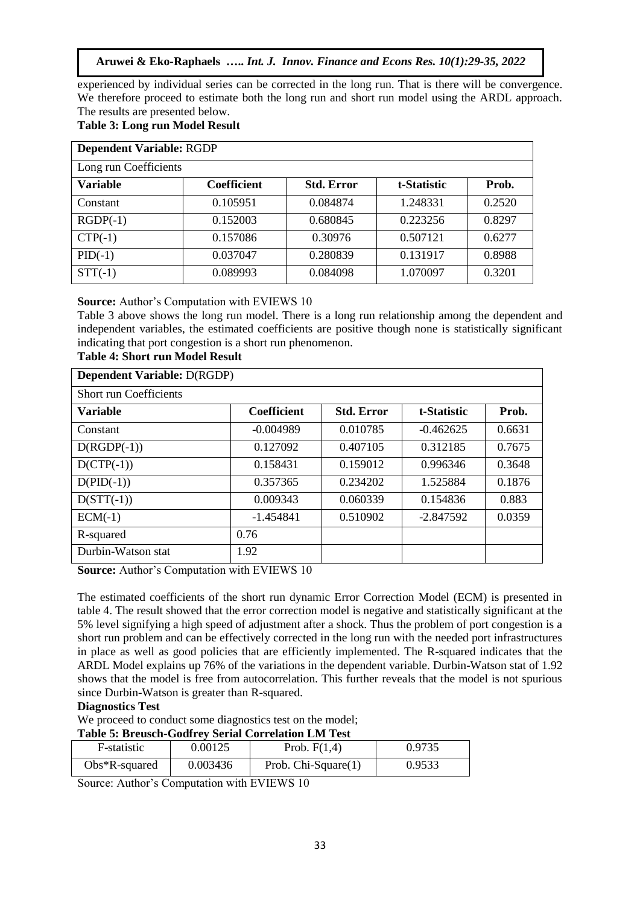experienced by individual series can be corrected in the long run. That is there will be convergence. We therefore proceed to estimate both the long run and short run model using the ARDL approach. The results are presented below.

**Table 3: Long run Model Result**

| **Dependent Variable:** RGDP | | | | |
|---|---|---|---|---|
| Long run Coefficients | | | | |
| **Variable** | **Coefficient** | **Std. Error** | **t-Statistic** | **Prob.** |
| Constant | 0.105951 | 0.084874 | 1.248331 | 0.2520 |
| RGDP(-1) | 0.152003 | 0.680845 | 0.223256 | 0.8297 |
| CTP(-1) | 0.157086 | 0.30976 | 0.507121 | 0.6277 |
| PID(-1) | 0.037047 | 0.280839 | 0.131917 | 0.8988 |
| STT(-1) | 0.089993 | 0.084098 | 1.070097 | 0.3201 |

**Source:** Author's Computation with EVIEWS 10

Table 3 above shows the long run model. There is a long run relationship among the dependent and independent variables, the estimated coefficients are positive though none is statistically significant indicating that port congestion is a short run phenomenon.

**Table 4: Short run Model Result**

| **Dependent Variable:** D(RGDP) | | | | |
|---|---|---|---|---|
| Short run Coefficients | | | | |
| **Variable** | **Coefficient** | **Std. Error** | **t-Statistic** | **Prob.** |
| Constant | -0.004989 | 0.010785 | -0.462625 | 0.6631 |
| D(RGDP(-1)) | 0.127092 | 0.407105 | 0.312185 | 0.7675 |
| D(CTP(-1)) | 0.158431 | 0.159012 | 0.996346 | 0.3648 |
| D(PID(-1)) | 0.357365 | 0.234202 | 1.525884 | 0.1876 |
| D(STT(-1)) | 0.009343 | 0.060339 | 0.154836 | 0.883 |
| ECM(-1) | -1.454841 | 0.510902 | -2.847592 | 0.0359 |
| R-squared | 0.76 | | | |
| Durbin-Watson stat | 1.92 | | | |

**Source:** Author's Computation with EVIEWS 10

The estimated coefficients of the short run dynamic Error Correction Model (ECM) is presented in table 4. The result showed that the error correction model is negative and statistically significant at the 5% level signifying a high speed of adjustment after a shock. Thus the problem of port congestion is a short run problem and can be effectively corrected in the long run with the needed port infrastructures in place as well as good policies that are efficiently implemented. The R-squared indicates that the ARDL Model explains up 76% of the variations in the dependent variable. Durbin-Watson stat of 1.92 shows that the model is free from autocorrelation. This further reveals that the model is not spurious since Durbin-Watson is greater than R-squared.

**Diagnostics Test**

We proceed to conduct some diagnostics test on the model;

**Table 5: Breusch-Godfrey Serial Correlation LM Test**

| F-statistic | 0.00125 | Prob. F(1,4) | 0.9735 |
|---|---|---|---|
| Obs*R-squared | 0.003436 | Prob. Chi-Square(1) | 0.9533 |

Source: Author's Computation with EVIEWS 10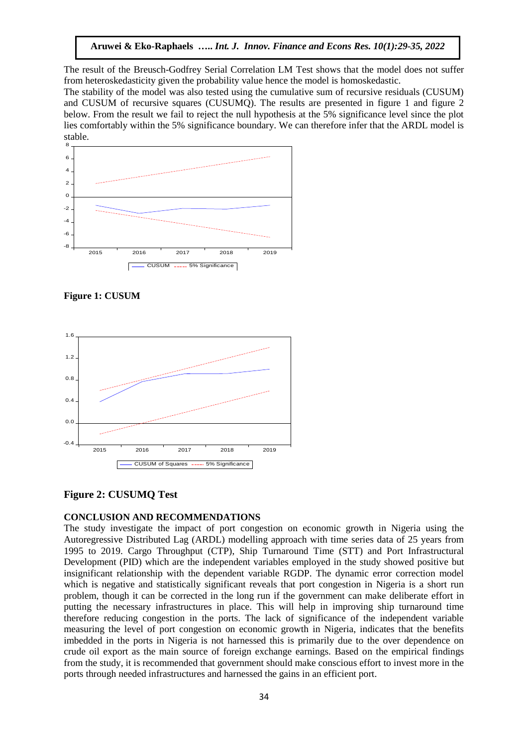The result of the Breusch-Godfrey Serial Correlation LM Test shows that the model does not suffer from heteroskedasticity given the probability value hence the model is homoskedastic.

The stability of the model was also tested using the cumulative sum of recursive residuals (CUSUM) and CUSUM of recursive squares (CUSUMQ). The results are presented in figure 1 and figure 2 below. From the result we fail to reject the null hypothesis at the 5% significance level since the plot lies comfortably within the 5% significance boundary. We can therefore infer that the ARDL model is stable.

**Figure 1: CUSUM**

**Figure 2: CUSUMQ Test**

## CONCLUSION AND RECOMMENDATIONS

The study investigate the impact of port congestion on economic growth in Nigeria using the Autoregressive Distributed Lag (ARDL) modelling approach with time series data of 25 years from 1995 to 2019. Cargo Throughput (CTP), Ship Turnaround Time (STT) and Port Infrastructural Development (PID) which are the independent variables employed in the study showed positive but insignificant relationship with the dependent variable RGDP. The dynamic error correction model which is negative and statistically significant reveals that port congestion in Nigeria is a short run problem, though it can be corrected in the long run if the government can make deliberate effort in putting the necessary infrastructures in place. This will help in improving ship turnaround time therefore reducing congestion in the ports. The lack of significance of the independent variable measuring the level of port congestion on economic growth in Nigeria, indicates that the benefits imbedded in the ports in Nigeria is not harnessed this is primarily due to the over dependence on crude oil export as the main source of foreign exchange earnings. Based on the empirical findings from the study, it is recommended that government should make conscious effort to invest more in the ports through needed infrastructures and harnessed the gains in an efficient port.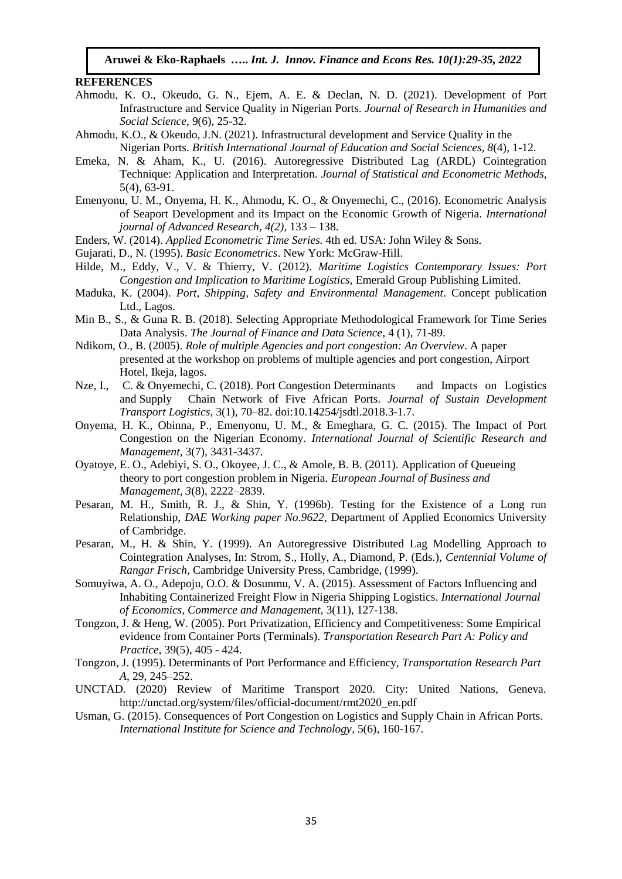## REFERENCES

Ahmodu, K. O., Okeudo, G. N., Ejem, A. E. & Declan, N. D. (2021). Development of Port Infrastructure and Service Quality in Nigerian Ports. *Journal of Research in Humanities and Social Science*, 9(6), 25-32.

Ahmodu, K.O., & Okeudo, J.N. (2021). Infrastructural development and Service Quality in the Nigerian Ports. *British International Journal of Education and Social Sciences, 8*(4), 1-12.

Emeka, N. & Aham, K., U. (2016). Autoregressive Distributed Lag (ARDL) Cointegration Technique: Application and Interpretation. *Journal of Statistical and Econometric Methods*, 5(4), 63-91.

Emenyonu, U. M., Onyema, H. K., Ahmodu, K. O., & Onyemechi, C., (2016). Econometric Analysis of Seaport Development and its Impact on the Economic Growth of Nigeria. *International journal of Advanced Research*, *4(2)*, 133 – 138.

Enders, W. (2014). *Applied Econometric Time Series.* 4th ed. USA: John Wiley & Sons.

Gujarati, D., N. (1995). *Basic Econometrics*. New York: McGraw-Hill.

Hilde, M., Eddy, V., V. & Thierry, V. (2012). *Maritime Logistics Contemporary Issues: Port Congestion and Implication to Maritime Logistics,* Emerald Group Publishing Limited.

Maduka, K. (2004). *Port, Shipping, Safety and Environmental Management*. Concept publication Ltd., Lagos.

Min B., S., & Guna R. B. (2018). Selecting Appropriate Methodological Framework for Time Series Data Analysis. *The Journal of Finance and Data Science*, 4 (1), 71-89.

Ndikom, O., B. (2005). *Role of multiple Agencies and port congestion: An Overview*. A paper presented at the workshop on problems of multiple agencies and port congestion, Airport Hotel, Ikeja, lagos.

Nze, I., C. & Onyemechi, C. (2018). Port Congestion Determinants and Impacts on Logistics and Supply Chain Network of Five African Ports. *Journal of Sustain Development Transport Logistics*, 3(1), 70–82. doi:10.14254/jsdtl.2018.3-1.7.

Onyema, H. K., Obinna, P., Emenyonu, U. M., & Emeghara, G. C. (2015). The Impact of Port Congestion on the Nigerian Economy. *International Journal of Scientific Research and Management*, 3(7), 3431-3437.

Oyatoye, E. O., Adebiyi, S. O., Okoyee, J. C., & Amole, B. B. (2011). Application of Queueing theory to port congestion problem in Nigeria. *European Journal of Business and Management*, *3*(8), 2222–2839.

Pesaran, M. H., Smith, R. J., & Shin, Y. (1996b). Testing for the Existence of a Long run Relationship, *DAE Working paper No.9622*, Department of Applied Economics University of Cambridge.

Pesaran, M., H. & Shin, Y. (1999). An Autoregressive Distributed Lag Modelling Approach to Cointegration Analyses, In: Strom, S., Holly, A., Diamond, P. (Eds.), *Centennial Volume of Rangar Frisch*, Cambridge University Press, Cambridge, (1999).

Somuyiwa, A. O., Adepoju, O.O. & Dosunmu, V. A. (2015). Assessment of Factors Influencing and Inhabiting Containerized Freight Flow in Nigeria Shipping Logistics. *International Journal of Economics, Commerce and Management,* 3(11), 127-138.

Tongzon, J. & Heng, W. (2005). Port Privatization, Efficiency and Competitiveness: Some Empirical evidence from Container Ports (Terminals). *Transportation Research Part A: Policy and Practice*, 39(5), 405 - 424.

Tongzon, J. (1995). Determinants of Port Performance and Efficiency, *Transportation Research Part A*, 29, 245–252.

UNCTAD. (2020) Review of Maritime Transport 2020. City: United Nations, Geneva. http://unctad.org/system/files/official-document/rmt2020_en.pdf

Usman, G. (2015). Consequences of Port Congestion on Logistics and Supply Chain in African Ports. *International Institute for Science and Technology*, 5(6), 160-167.